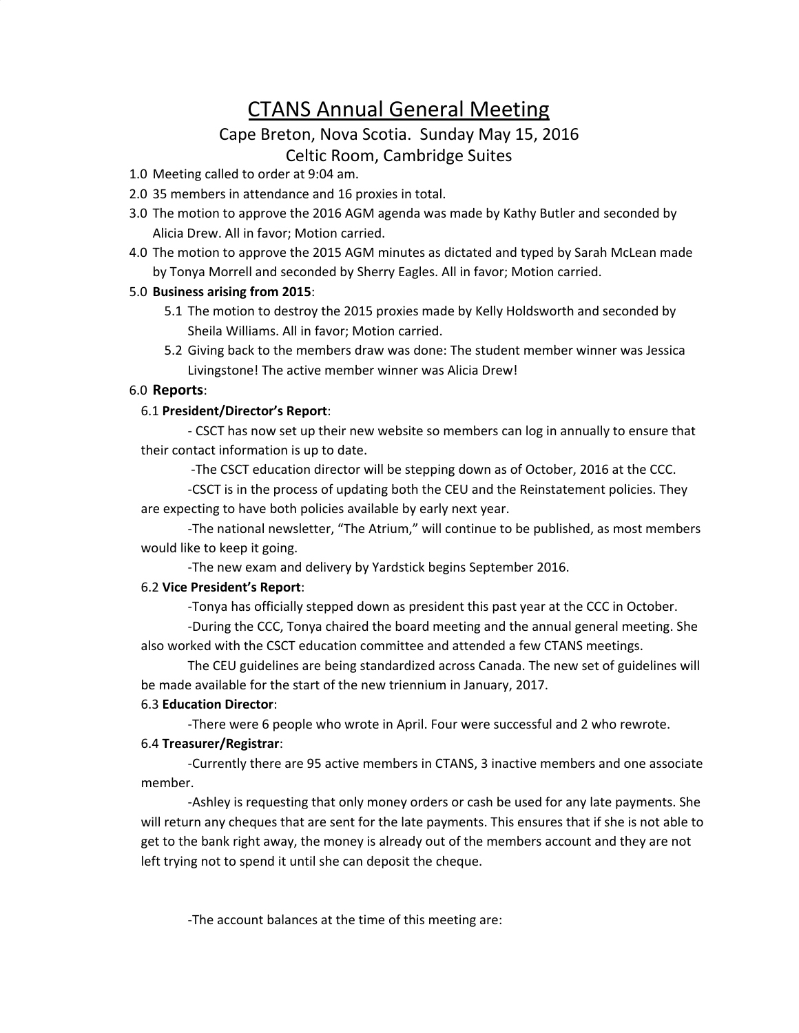# CTANS Annual General Meeting

Cape Breton, Nova Scotia. Sunday May 15, 2016

Celtic Room, Cambridge Suites

1.0 Meeting called to order at 9:04 am.

2.0 35 members in attendance and 16 proxies in total.

3.0 The motion to approve the 2016 AGM agenda was made by Kathy Butler and seconded by Alicia Drew. All in favor; Motion carried.

4.0 The motion to approve the 2015 AGM minutes as dictated and typed by Sarah McLean made by Tonya Morrell and seconded by Sherry Eagles. All in favor; Motion carried.

5.0 **Business arising from 2015**:

5.1 The motion to destroy the 2015 proxies made by Kelly Holdsworth and seconded by Sheila Williams. All in favor; Motion carried.

5.2 Giving back to the members draw was done: The student member winner was Jessica Livingstone! The active member winner was Alicia Drew!

6.0 **Reports**:

6.1 **President/Director's Report**:

- CSCT has now set up their new website so members can log in annually to ensure that their contact information is up to date.

-The CSCT education director will be stepping down as of October, 2016 at the CCC.

-CSCT is in the process of updating both the CEU and the Reinstatement policies. They are expecting to have both policies available by early next year.

-The national newsletter, "The Atrium," will continue to be published, as most members would like to keep it going.

-The new exam and delivery by Yardstick begins September 2016.

6.2 **Vice President's Report**:

-Tonya has officially stepped down as president this past year at the CCC in October.

-During the CCC, Tonya chaired the board meeting and the annual general meeting. She also worked with the CSCT education committee and attended a few CTANS meetings.

The CEU guidelines are being standardized across Canada. The new set of guidelines will be made available for the start of the new triennium in January, 2017.

6.3 **Education Director**:

-There were 6 people who wrote in April. Four were successful and 2 who rewrote.

6.4 **Treasurer/Registrar**:

-Currently there are 95 active members in CTANS, 3 inactive members and one associate member.

-Ashley is requesting that only money orders or cash be used for any late payments. She will return any cheques that are sent for the late payments. This ensures that if she is not able to get to the bank right away, the money is already out of the members account and they are not left trying not to spend it until she can deposit the cheque.

-The account balances at the time of this meeting are: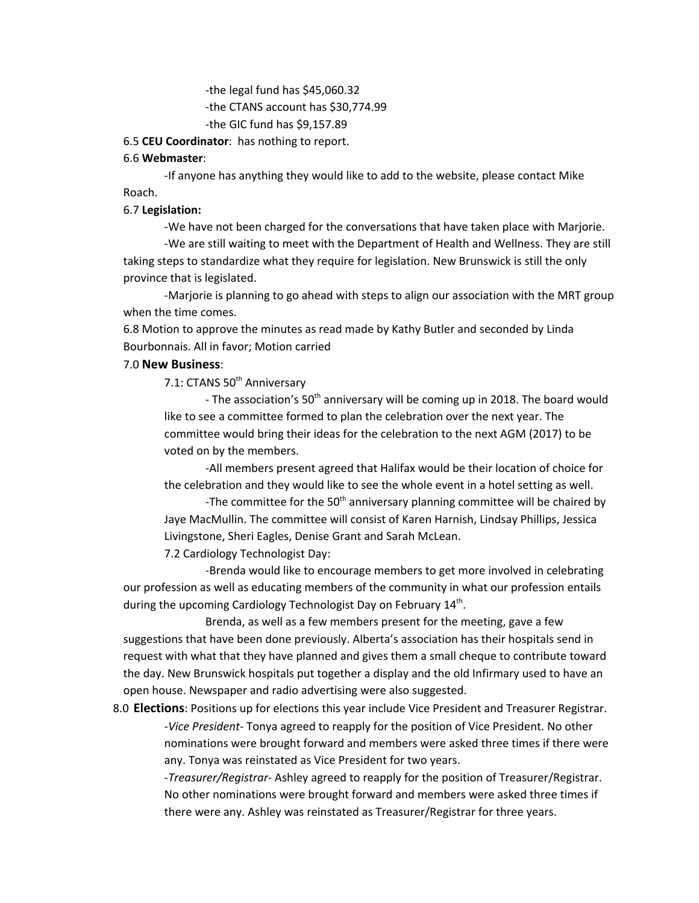-the legal fund has $45,060.32

-the CTANS account has $30,774.99

-the GIC fund has $9,157.89

6.5 **CEU Coordinator**: has nothing to report.

6.6 **Webmaster**:

-If anyone has anything they would like to add to the website, please contact Mike Roach.

6.7 **Legislation:**

-We have not been charged for the conversations that have taken place with Marjorie.

-We are still waiting to meet with the Department of Health and Wellness. They are still taking steps to standardize what they require for legislation. New Brunswick is still the only province that is legislated.

-Marjorie is planning to go ahead with steps to align our association with the MRT group when the time comes.

6.8 Motion to approve the minutes as read made by Kathy Butler and seconded by Linda Bourbonnais. All in favor; Motion carried

7.0 **New Business**:

7.1: CTANS 50th Anniversary

- The association's 50th anniversary will be coming up in 2018. The board would like to see a committee formed to plan the celebration over the next year. The committee would bring their ideas for the celebration to the next AGM (2017) to be voted on by the members.

-All members present agreed that Halifax would be their location of choice for the celebration and they would like to see the whole event in a hotel setting as well.

-The committee for the 50th anniversary planning committee will be chaired by Jaye MacMullin. The committee will consist of Karen Harnish, Lindsay Phillips, Jessica Livingstone, Sheri Eagles, Denise Grant and Sarah McLean.

7.2 Cardiology Technologist Day:

-Brenda would like to encourage members to get more involved in celebrating our profession as well as educating members of the community in what our profession entails during the upcoming Cardiology Technologist Day on February 14th.

Brenda, as well as a few members present for the meeting, gave a few suggestions that have been done previously. Alberta's association has their hospitals send in request with what that they have planned and gives them a small cheque to contribute toward the day. New Brunswick hospitals put together a display and the old Infirmary used to have an open house. Newspaper and radio advertising were also suggested.

8.0 **Elections**: Positions up for elections this year include Vice President and Treasurer Registrar.

-*Vice President*- Tonya agreed to reapply for the position of Vice President. No other nominations were brought forward and members were asked three times if there were any. Tonya was reinstated as Vice President for two years.

-*Treasurer/Registrar*- Ashley agreed to reapply for the position of Treasurer/Registrar. No other nominations were brought forward and members were asked three times if there were any. Ashley was reinstated as Treasurer/Registrar for three years.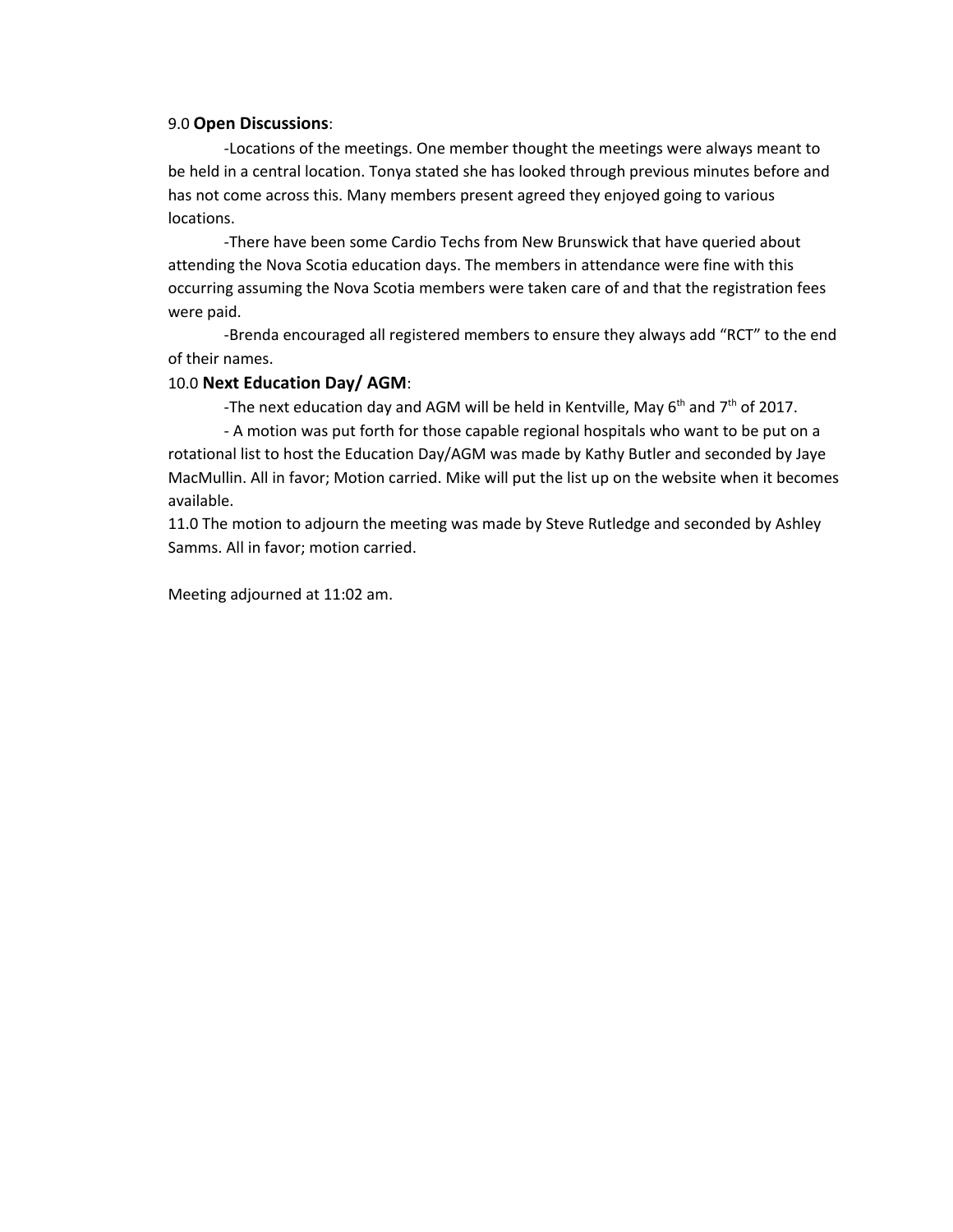9.0 **Open Discussions**:

-Locations of the meetings. One member thought the meetings were always meant to be held in a central location. Tonya stated she has looked through previous minutes before and has not come across this. Many members present agreed they enjoyed going to various locations.

-There have been some Cardio Techs from New Brunswick that have queried about attending the Nova Scotia education days. The members in attendance were fine with this occurring assuming the Nova Scotia members were taken care of and that the registration fees were paid.

-Brenda encouraged all registered members to ensure they always add "RCT" to the end of their names.

10.0 **Next Education Day/ AGM**:

-The next education day and AGM will be held in Kentville, May 6th and 7th of 2017.

- A motion was put forth for those capable regional hospitals who want to be put on a rotational list to host the Education Day/AGM was made by Kathy Butler and seconded by Jaye MacMullin. All in favor; Motion carried. Mike will put the list up on the website when it becomes available.

11.0 The motion to adjourn the meeting was made by Steve Rutledge and seconded by Ashley Samms. All in favor; motion carried.

Meeting adjourned at 11:02 am.